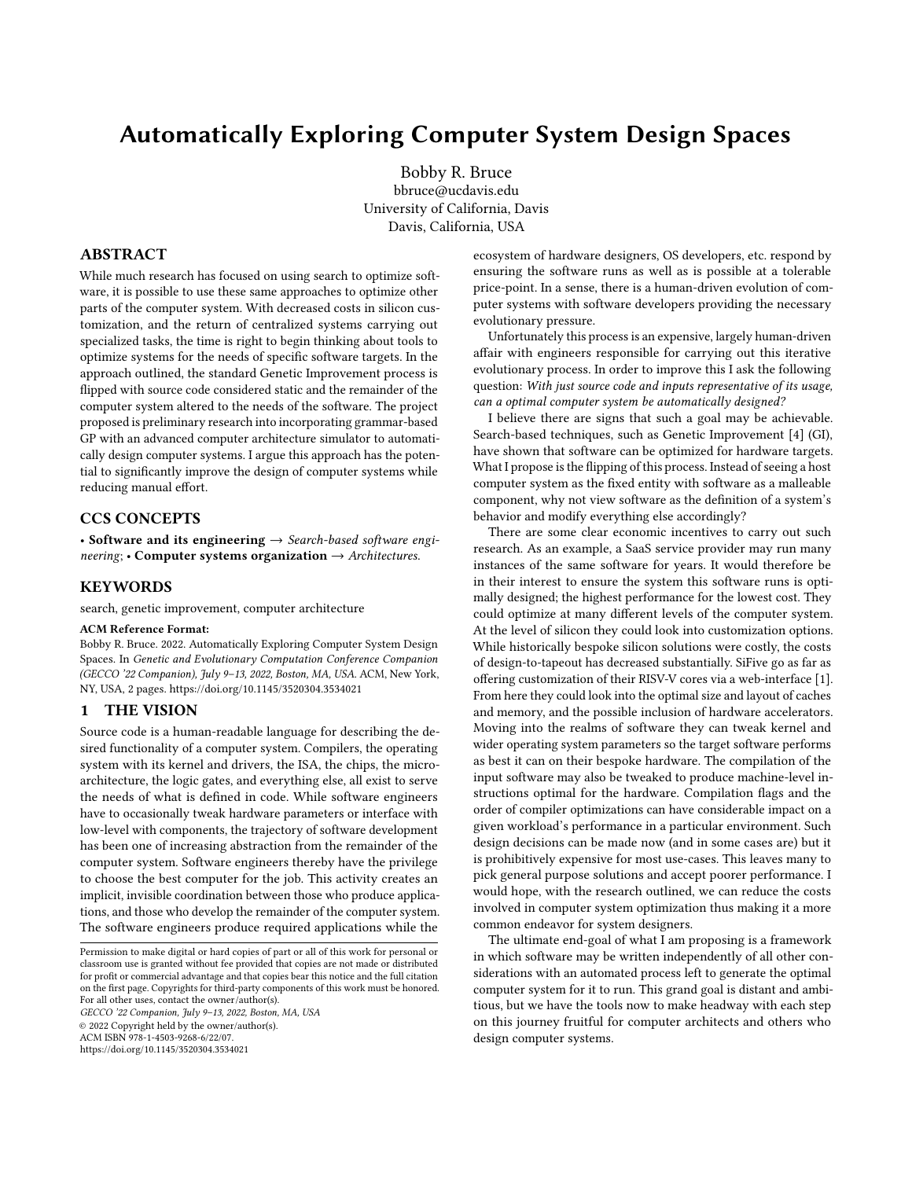# Automatically Exploring Computer System Design Spaces

Bobby R. Bruce
bbruce@ucdavis.edu
University of California, Davis
Davis, California, USA

## ABSTRACT

While much research has focused on using search to optimize software, it is possible to use these same approaches to optimize other parts of the computer system. With decreased costs in silicon customization, and the return of centralized systems carrying out specialized tasks, the time is right to begin thinking about tools to optimize systems for the needs of specific software targets. In the approach outlined, the standard Genetic Improvement process is flipped with source code considered static and the remainder of the computer system altered to the needs of the software. The project proposed is preliminary research into incorporating grammar-based GP with an advanced computer architecture simulator to automatically design computer systems. I argue this approach has the potential to significantly improve the design of computer systems while reducing manual effort.

## CCS CONCEPTS

• **Software and its engineering** → *Search-based software engineering*; • **Computer systems organization** → *Architectures*.

## KEYWORDS

search, genetic improvement, computer architecture

**ACM Reference Format:**
Bobby R. Bruce. 2022. Automatically Exploring Computer System Design Spaces. In *Genetic and Evolutionary Computation Conference Companion (GECCO '22 Companion), July 9–13, 2022, Boston, MA, USA.* ACM, New York, NY, USA, 2 pages. https://doi.org/10.1145/3520304.3534021

## 1 THE VISION

Source code is a human-readable language for describing the desired functionality of a computer system. Compilers, the operating system with its kernel and drivers, the ISA, the chips, the micro-architecture, the logic gates, and everything else, all exist to serve the needs of what is defined in code. While software engineers have to occasionally tweak hardware parameters or interface with low-level with components, the trajectory of software development has been one of increasing abstraction from the remainder of the computer system. Software engineers thereby have the privilege to choose the best computer for the job. This activity creates an implicit, invisible coordination between those who produce applications, and those who develop the remainder of the computer system. The software engineers produce required applications while the ecosystem of hardware designers, OS developers, etc. respond by ensuring the software runs as well as is possible at a tolerable price-point. In a sense, there is a human-driven evolution of computer systems with software developers providing the necessary evolutionary pressure.

Unfortunately this process is an expensive, largely human-driven affair with engineers responsible for carrying out this iterative evolutionary process. In order to improve this I ask the following question: *With just source code and inputs representative of its usage, can a optimal computer system be automatically designed?*

I believe there are signs that such a goal may be achievable. Search-based techniques, such as Genetic Improvement [4] (GI), have shown that software can be optimized for hardware targets. What I propose is the flipping of this process. Instead of seeing a host computer system as the fixed entity with software as a malleable component, why not view software as the definition of a system's behavior and modify everything else accordingly?

There are some clear economic incentives to carry out such research. As an example, a SaaS service provider may run many instances of the same software for years. It would therefore be in their interest to ensure the system this software runs is optimally designed; the highest performance for the lowest cost. They could optimize at many different levels of the computer system. At the level of silicon they could look into customization options. While historically bespoke silicon solutions were costly, the costs of design-to-tapeout has decreased substantially. SiFive go as far as offering customization of their RISV-V cores via a web-interface [1]. From here they could look into the optimal size and layout of caches and memory, and the possible inclusion of hardware accelerators. Moving into the realms of software they can tweak kernel and wider operating system parameters so the target software performs as best it can on their bespoke hardware. The compilation of the input software may also be tweaked to produce machine-level instructions optimal for the hardware. Compilation flags and the order of compiler optimizations can have considerable impact on a given workload's performance in a particular environment. Such design decisions can be made now (and in some cases are) but it is prohibitively expensive for most use-cases. This leaves many to pick general purpose solutions and accept poorer performance. I would hope, with the research outlined, we can reduce the costs involved in computer system optimization thus making it a more common endeavor for system designers.

The ultimate end-goal of what I am proposing is a framework in which software may be written independently of all other considerations with an automated process left to generate the optimal computer system for it to run. This grand goal is distant and ambitious, but we have the tools now to make headway with each step on this journey fruitful for computer architects and others who design computer systems.

Permission to make digital or hard copies of part or all of this work for personal or classroom use is granted without fee provided that copies are not made or distributed for profit or commercial advantage and that copies bear this notice and the full citation on the first page. Copyrights for third-party components of this work must be honored. For all other uses, contact the owner/author(s).
*GECCO '22 Companion, July 9–13, 2022, Boston, MA, USA*
© 2022 Copyright held by the owner/author(s).
ACM ISBN 978-1-4503-9268-6/22/07.
https://doi.org/10.1145/3520304.3534021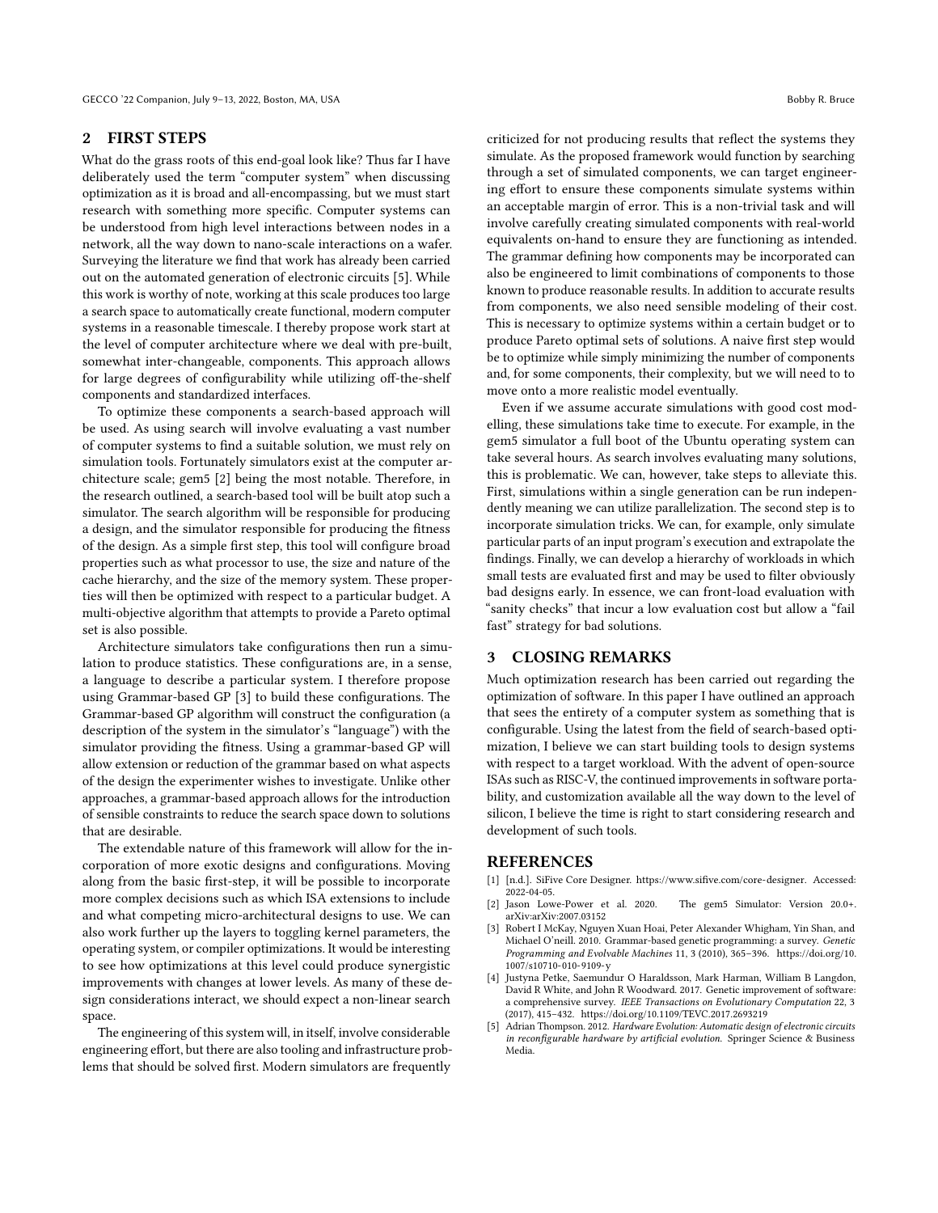## 2 FIRST STEPS

What do the grass roots of this end-goal look like? Thus far I have deliberately used the term "computer system" when discussing optimization as it is broad and all-encompassing, but we must start research with something more specific. Computer systems can be understood from high level interactions between nodes in a network, all the way down to nano-scale interactions on a wafer. Surveying the literature we find that work has already been carried out on the automated generation of electronic circuits [5]. While this work is worthy of note, working at this scale produces too large a search space to automatically create functional, modern computer systems in a reasonable timescale. I thereby propose work start at the level of computer architecture where we deal with pre-built, somewhat inter-changeable, components. This approach allows for large degrees of configurability while utilizing off-the-shelf components and standardized interfaces.

To optimize these components a search-based approach will be used. As using search will involve evaluating a vast number of computer systems to find a suitable solution, we must rely on simulation tools. Fortunately simulators exist at the computer architecture scale; gem5 [2] being the most notable. Therefore, in the research outlined, a search-based tool will be built atop such a simulator. The search algorithm will be responsible for producing a design, and the simulator responsible for producing the fitness of the design. As a simple first step, this tool will configure broad properties such as what processor to use, the size and nature of the cache hierarchy, and the size of the memory system. These properties will then be optimized with respect to a particular budget. A multi-objective algorithm that attempts to provide a Pareto optimal set is also possible.

Architecture simulators take configurations then run a simulation to produce statistics. These configurations are, in a sense, a language to describe a particular system. I therefore propose using Grammar-based GP [3] to build these configurations. The Grammar-based GP algorithm will construct the configuration (a description of the system in the simulator's "language") with the simulator providing the fitness. Using a grammar-based GP will allow extension or reduction of the grammar based on what aspects of the design the experimenter wishes to investigate. Unlike other approaches, a grammar-based approach allows for the introduction of sensible constraints to reduce the search space down to solutions that are desirable.

The extendable nature of this framework will allow for the incorporation of more exotic designs and configurations. Moving along from the basic first-step, it will be possible to incorporate more complex decisions such as which ISA extensions to include and what competing micro-architectural designs to use. We can also work further up the layers to toggling kernel parameters, the operating system, or compiler optimizations. It would be interesting to see how optimizations at this level could produce synergistic improvements with changes at lower levels. As many of these design considerations interact, we should expect a non-linear search space.

The engineering of this system will, in itself, involve considerable engineering effort, but there are also tooling and infrastructure problems that should be solved first. Modern simulators are frequently criticized for not producing results that reflect the systems they simulate. As the proposed framework would function by searching through a set of simulated components, we can target engineering effort to ensure these components simulate systems within an acceptable margin of error. This is a non-trivial task and will involve carefully creating simulated components with real-world equivalents on-hand to ensure they are functioning as intended. The grammar defining how components may be incorporated can also be engineered to limit combinations of components to those known to produce reasonable results. In addition to accurate results from components, we also need sensible modeling of their cost. This is necessary to optimize systems within a certain budget or to produce Pareto optimal sets of solutions. A naive first step would be to optimize while simply minimizing the number of components and, for some components, their complexity, but we will need to to move onto a more realistic model eventually.

Even if we assume accurate simulations with good cost modelling, these simulations take time to execute. For example, in the gem5 simulator a full boot of the Ubuntu operating system can take several hours. As search involves evaluating many solutions, this is problematic. We can, however, take steps to alleviate this. First, simulations within a single generation can be run independently meaning we can utilize parallelization. The second step is to incorporate simulation tricks. We can, for example, only simulate particular parts of an input program's execution and extrapolate the findings. Finally, we can develop a hierarchy of workloads in which small tests are evaluated first and may be used to filter obviously bad designs early. In essence, we can front-load evaluation with "sanity checks" that incur a low evaluation cost but allow a "fail fast" strategy for bad solutions.

## 3 CLOSING REMARKS

Much optimization research has been carried out regarding the optimization of software. In this paper I have outlined an approach that sees the entirety of a computer system as something that is configurable. Using the latest from the field of search-based optimization, I believe we can start building tools to design systems with respect to a target workload. With the advent of open-source ISAs such as RISC-V, the continued improvements in software portability, and customization available all the way down to the level of silicon, I believe the time is right to start considering research and development of such tools.

## REFERENCES

- [1] [n.d.]. SiFive Core Designer. https://www.sifive.com/core-designer. Accessed: 2022-04-05.
- [2] Jason Lowe-Power et al. 2020. The gem5 Simulator: Version 20.0+. arXiv:arXiv:2007.03152
- [3] Robert I McKay, Nguyen Xuan Hoai, Peter Alexander Whigham, Yin Shan, and Michael O'neill. 2010. Grammar-based genetic programming: a survey. *Genetic Programming and Evolvable Machines* 11, 3 (2010), 365–396. https://doi.org/10.1007/s10710-010-9109-y
- [4] Justyna Petke, Saemundur O Haraldsson, Mark Harman, William B Langdon, David R White, and John R Woodward. 2017. Genetic improvement of software: a comprehensive survey. *IEEE Transactions on Evolutionary Computation* 22, 3 (2017), 415–432. https://doi.org/10.1109/TEVC.2017.2693219
- [5] Adrian Thompson. 2012. *Hardware Evolution: Automatic design of electronic circuits in reconfigurable hardware by artificial evolution.* Springer Science & Business Media.